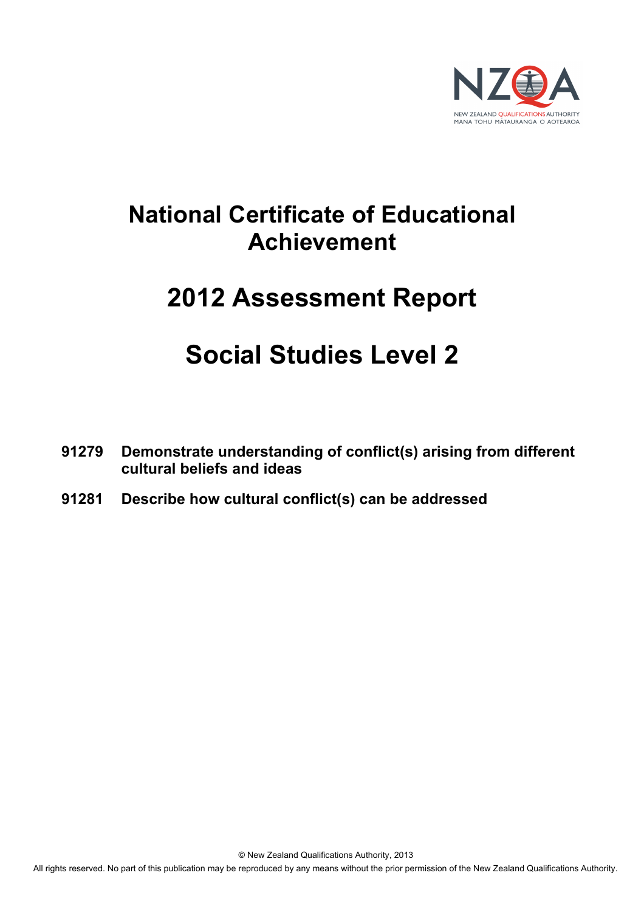# National Certificate of Educational Achievement

# 2012 Assessment Report

# Social Studies Level 2

**91279 Demonstrate understanding of conflict(s) arising from different cultural beliefs and ideas**

**91281 Describe how cultural conflict(s) can be addressed**

© New Zealand Qualifications Authority, 2013

All rights reserved. No part of this publication may be reproduced by any means without the prior permission of the New Zealand Qualifications Authority.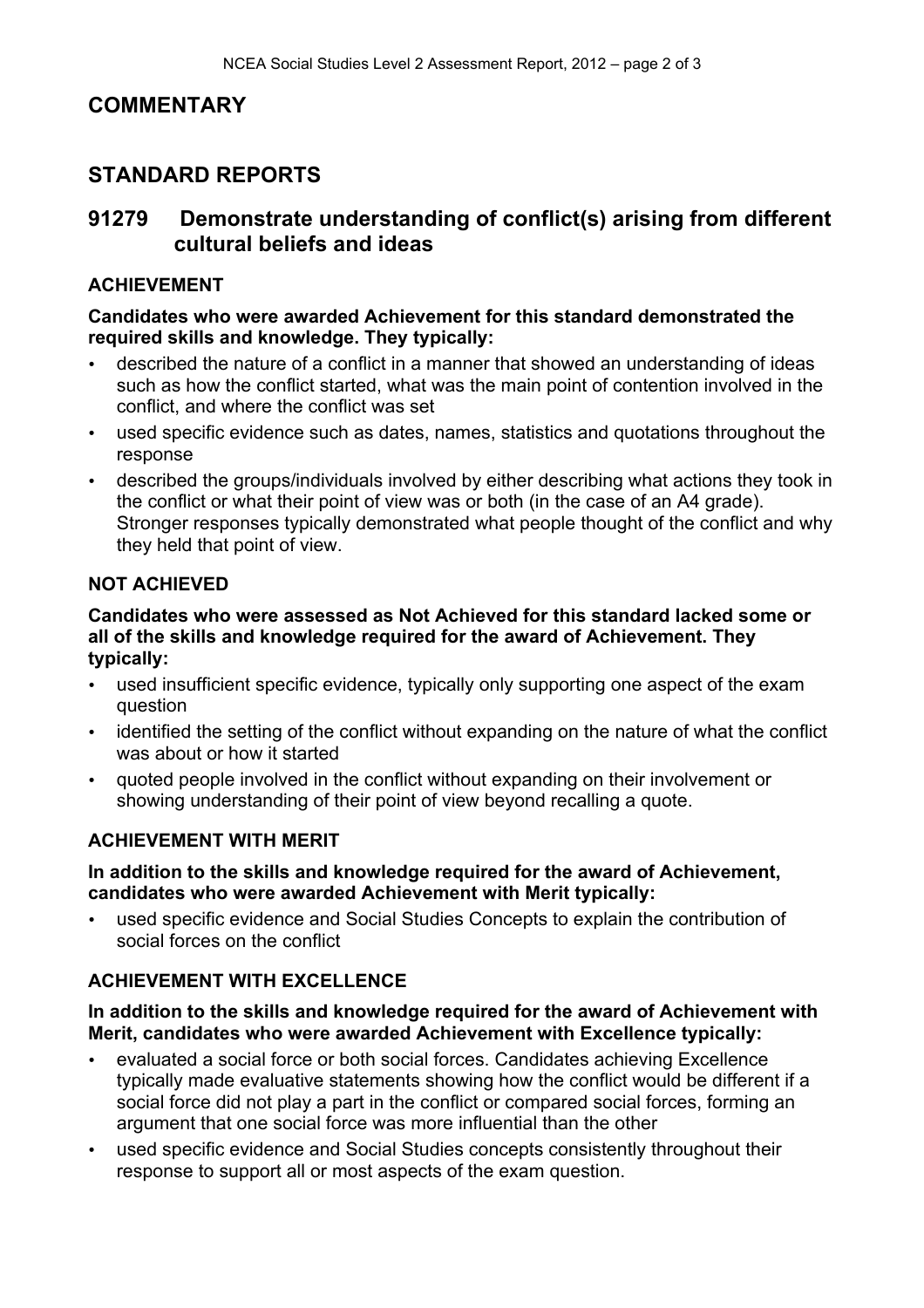# COMMENTARY

# STANDARD REPORTS

## 91279 Demonstrate understanding of conflict(s) arising from different cultural beliefs and ideas

### ACHIEVEMENT

**Candidates who were awarded Achievement for this standard demonstrated the required skills and knowledge. They typically:**

- described the nature of a conflict in a manner that showed an understanding of ideas such as how the conflict started, what was the main point of contention involved in the conflict, and where the conflict was set
- used specific evidence such as dates, names, statistics and quotations throughout the response
- described the groups/individuals involved by either describing what actions they took in the conflict or what their point of view was or both (in the case of an A4 grade). Stronger responses typically demonstrated what people thought of the conflict and why they held that point of view.

### NOT ACHIEVED

**Candidates who were assessed as Not Achieved for this standard lacked some or all of the skills and knowledge required for the award of Achievement. They typically:**

- used insufficient specific evidence, typically only supporting one aspect of the exam question
- identified the setting of the conflict without expanding on the nature of what the conflict was about or how it started
- quoted people involved in the conflict without expanding on their involvement or showing understanding of their point of view beyond recalling a quote.

### ACHIEVEMENT WITH MERIT

**In addition to the skills and knowledge required for the award of Achievement, candidates who were awarded Achievement with Merit typically:**

- used specific evidence and Social Studies Concepts to explain the contribution of social forces on the conflict

### ACHIEVEMENT WITH EXCELLENCE

**In addition to the skills and knowledge required for the award of Achievement with Merit, candidates who were awarded Achievement with Excellence typically:**

- evaluated a social force or both social forces. Candidates achieving Excellence typically made evaluative statements showing how the conflict would be different if a social force did not play a part in the conflict or compared social forces, forming an argument that one social force was more influential than the other
- used specific evidence and Social Studies concepts consistently throughout their response to support all or most aspects of the exam question.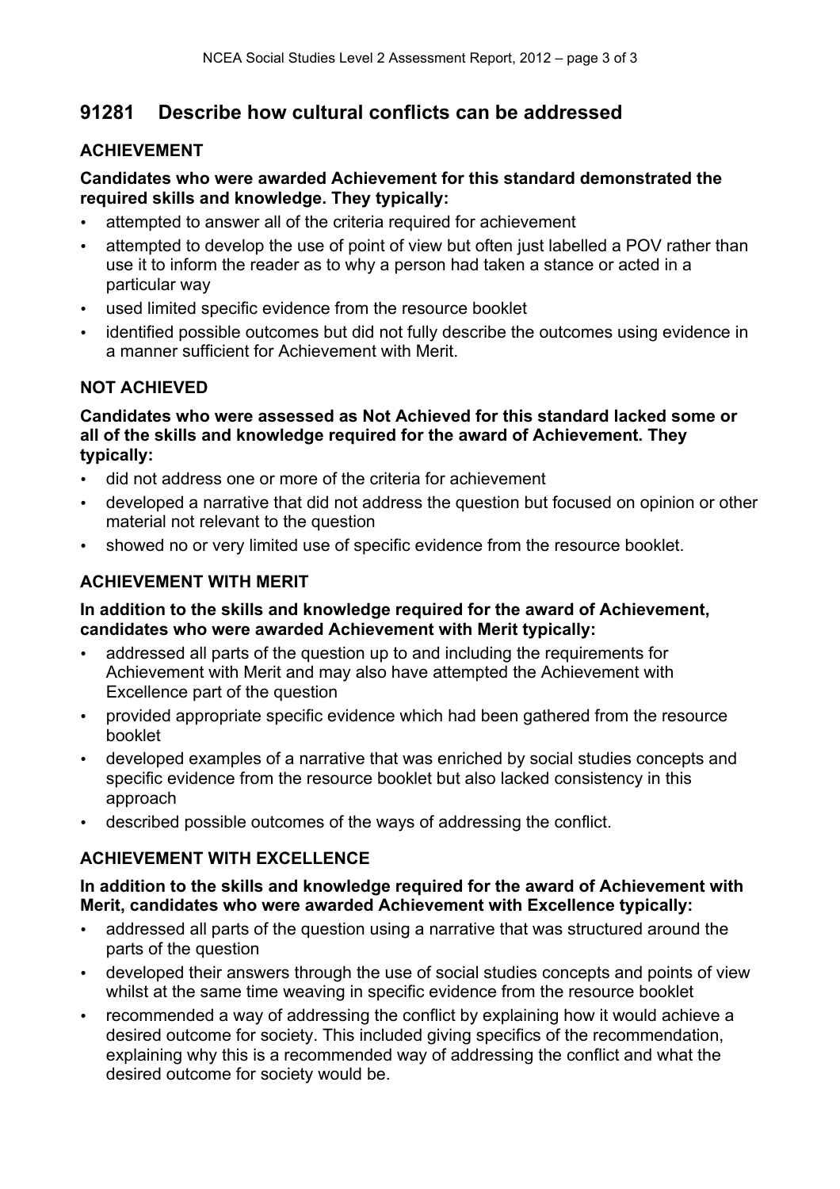## 91281 Describe how cultural conflicts can be addressed

### ACHIEVEMENT

**Candidates who were awarded Achievement for this standard demonstrated the required skills and knowledge. They typically:**

- attempted to answer all of the criteria required for achievement
- attempted to develop the use of point of view but often just labelled a POV rather than use it to inform the reader as to why a person had taken a stance or acted in a particular way
- used limited specific evidence from the resource booklet
- identified possible outcomes but did not fully describe the outcomes using evidence in a manner sufficient for Achievement with Merit.

### NOT ACHIEVED

**Candidates who were assessed as Not Achieved for this standard lacked some or all of the skills and knowledge required for the award of Achievement. They typically:**

- did not address one or more of the criteria for achievement
- developed a narrative that did not address the question but focused on opinion or other material not relevant to the question
- showed no or very limited use of specific evidence from the resource booklet.

### ACHIEVEMENT WITH MERIT

**In addition to the skills and knowledge required for the award of Achievement, candidates who were awarded Achievement with Merit typically:**

- addressed all parts of the question up to and including the requirements for Achievement with Merit and may also have attempted the Achievement with Excellence part of the question
- provided appropriate specific evidence which had been gathered from the resource booklet
- developed examples of a narrative that was enriched by social studies concepts and specific evidence from the resource booklet but also lacked consistency in this approach
- described possible outcomes of the ways of addressing the conflict.

### ACHIEVEMENT WITH EXCELLENCE

**In addition to the skills and knowledge required for the award of Achievement with Merit, candidates who were awarded Achievement with Excellence typically:**

- addressed all parts of the question using a narrative that was structured around the parts of the question
- developed their answers through the use of social studies concepts and points of view whilst at the same time weaving in specific evidence from the resource booklet
- recommended a way of addressing the conflict by explaining how it would achieve a desired outcome for society. This included giving specifics of the recommendation, explaining why this is a recommended way of addressing the conflict and what the desired outcome for society would be.